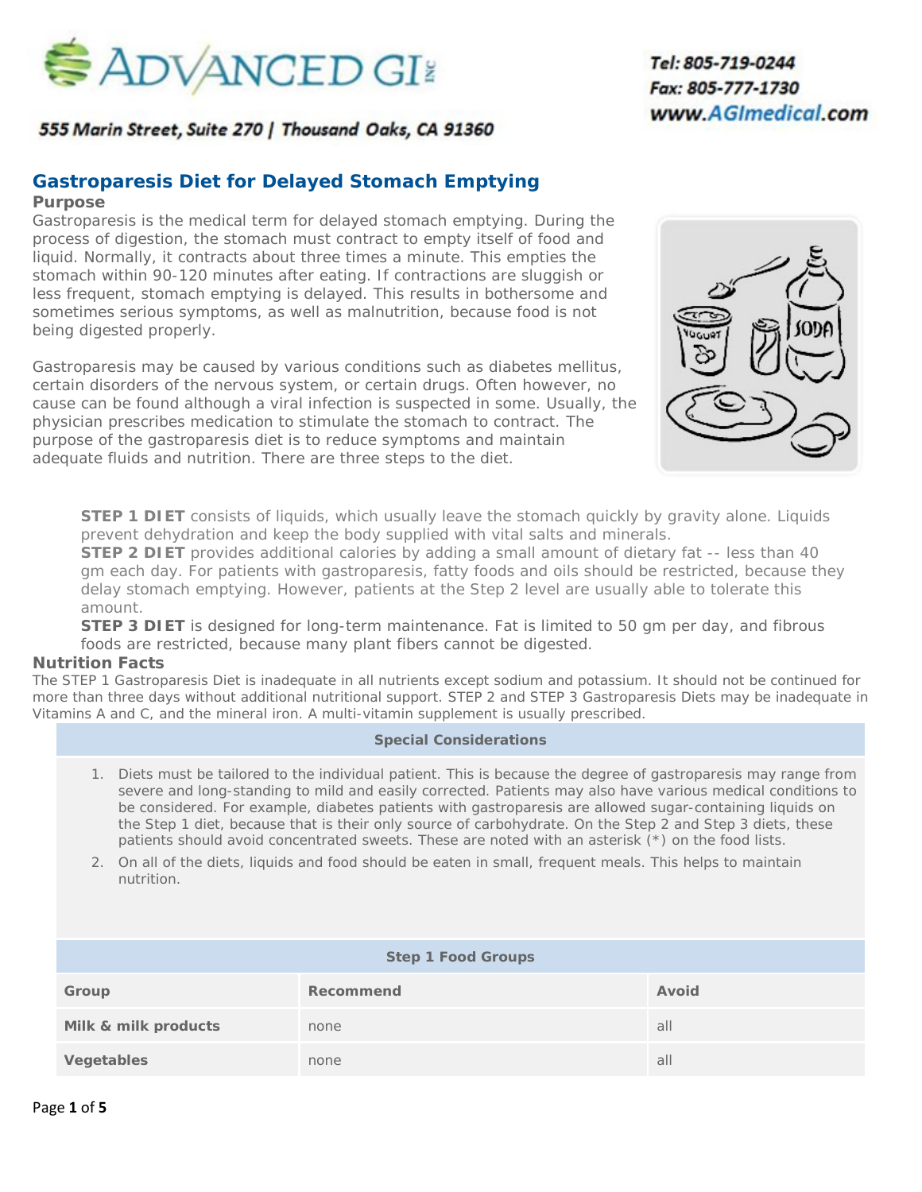# ADVANCED GI

555 Marin Street, Suite 270 | Thousand Oaks, CA 91360

Tel: 805-719-0244
Fax: 805-777-1730
www.AGImedical.com

## Gastroparesis Diet for Delayed Stomach Emptying

### Purpose

Gastroparesis is the medical term for delayed stomach emptying. During the process of digestion, the stomach must contract to empty itself of food and liquid. Normally, it contracts about three times a minute. This empties the stomach within 90-120 minutes after eating. If contractions are sluggish or less frequent, stomach emptying is delayed. This results in bothersome and sometimes serious symptoms, as well as malnutrition, because food is not being digested properly.

Gastroparesis may be caused by various conditions such as diabetes mellitus, certain disorders of the nervous system, or certain drugs. Often however, no cause can be found although a viral infection is suspected in some. Usually, the physician prescribes medication to stimulate the stomach to contract. The purpose of the gastroparesis diet is to reduce symptoms and maintain adequate fluids and nutrition. There are three steps to the diet.

**STEP 1 DIET** consists of liquids, which usually leave the stomach quickly by gravity alone. Liquids prevent dehydration and keep the body supplied with vital salts and minerals.
**STEP 2 DIET** provides additional calories by adding a small amount of dietary fat -- less than 40 gm each day. For patients with gastroparesis, fatty foods and oils should be restricted, because they delay stomach emptying. However, patients at the Step 2 level are usually able to tolerate this amount.
**STEP 3 DIET** is designed for long-term maintenance. Fat is limited to 50 gm per day, and fibrous foods are restricted, because many plant fibers cannot be digested.

### Nutrition Facts

The STEP 1 Gastroparesis Diet is inadequate in all nutrients except sodium and potassium. It should not be continued for more than three days without additional nutritional support. STEP 2 and STEP 3 Gastroparesis Diets may be inadequate in Vitamins A and C, and the mineral iron. A multi-vitamin supplement is usually prescribed.

| Special Considerations |
|---|
| 1. Diets must be tailored to the individual patient. This is because the degree of gastroparesis may range from severe and long-standing to mild and easily corrected. Patients may also have various medical conditions to be considered. For example, diabetes patients with gastroparesis are allowed sugar-containing liquids on the Step 1 diet, because that is their only source of carbohydrate. On the Step 2 and Step 3 diets, these patients should avoid concentrated sweets. These are noted with an asterisk (*) on the food lists.<br>2. On all of the diets, liquids and food should be eaten in small, frequent meals. This helps to maintain nutrition. |

| Step 1 Food Groups | | |
|---|---|---|
| **Group** | **Recommend** | **Avoid** |
| **Milk & milk products** | none | all |
| **Vegetables** | none | all |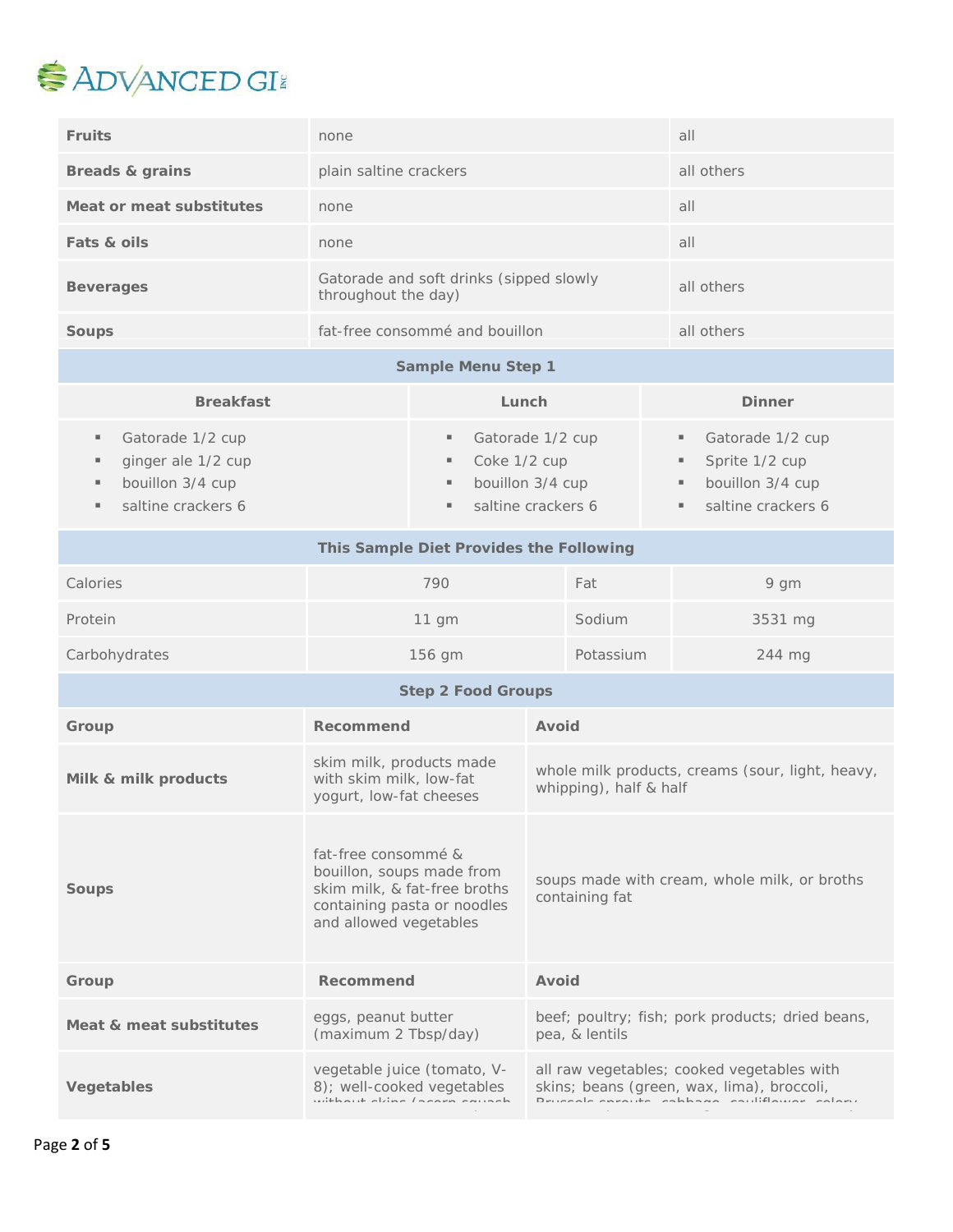| | | |
|---|---|---|
| **Fruits** | none | all |
| **Breads & grains** | plain saltine crackers | all others |
| **Meat or meat substitutes** | none | all |
| **Fats & oils** | none | all |
| **Beverages** | Gatorade and soft drinks (sipped slowly throughout the day) | all others |
| **Soups** | fat-free consommé and bouillon | all others |

**Sample Menu Step 1**

| Breakfast | Lunch | Dinner |
|---|---|---|
| ▪ Gatorade 1/2 cup<br>▪ ginger ale 1/2 cup<br>▪ bouillon 3/4 cup<br>▪ saltine crackers 6 | ▪ Gatorade 1/2 cup<br>▪ Coke 1/2 cup<br>▪ bouillon 3/4 cup<br>▪ saltine crackers 6 | ▪ Gatorade 1/2 cup<br>▪ Sprite 1/2 cup<br>▪ bouillon 3/4 cup<br>▪ saltine crackers 6 |

**This Sample Diet Provides the Following**

| | | | |
|---|---|---|---|
| Calories | 790 | Fat | 9 gm |
| Protein | 11 gm | Sodium | 3531 mg |
| Carbohydrates | 156 gm | Potassium | 244 mg |

**Step 2 Food Groups**

| Group | Recommend | Avoid |
|---|---|---|
| **Milk & milk products** | skim milk, products made with skim milk, low-fat yogurt, low-fat cheeses | whole milk products, creams (sour, light, heavy, whipping), half & half |
| **Soups** | fat-free consommé & bouillon, soups made from skim milk, & fat-free broths containing pasta or noodles and allowed vegetables | soups made with cream, whole milk, or broths containing fat |
| **Group** | **Recommend** | **Avoid** |
| **Meat & meat substitutes** | eggs, peanut butter (maximum 2 Tbsp/day) | beef; poultry; fish; pork products; dried beans, pea, & lentils |
| **Vegetables** | vegetable juice (tomato, V-8); well-cooked vegetables without skins (acorn squash | all raw vegetables; cooked vegetables with skins; beans (green, wax, lima), broccoli, Brussels sprouts, cabbage, cauliflower, celery |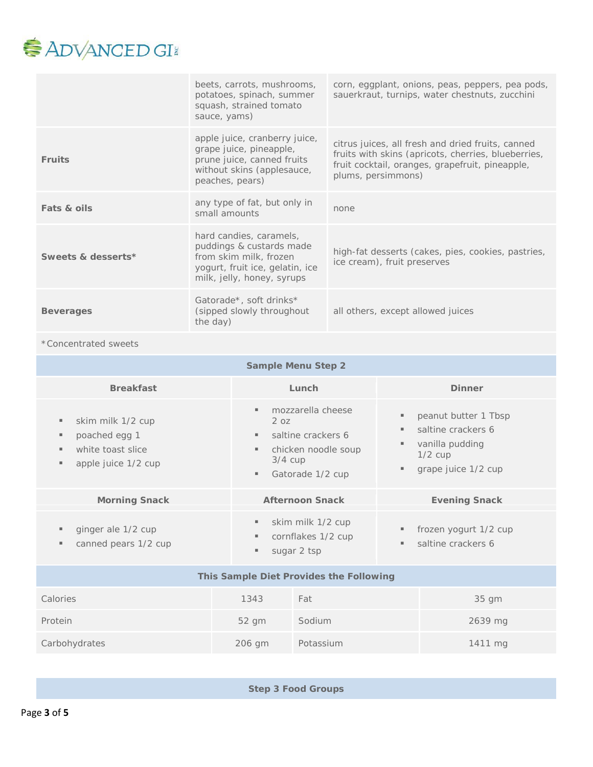| | | |
|---|---|---|
| | beets, carrots, mushrooms, potatoes, spinach, summer squash, strained tomato sauce, yams) | corn, eggplant, onions, peas, peppers, pea pods, sauerkraut, turnips, water chestnuts, zucchini |
| **Fruits** | apple juice, cranberry juice, grape juice, pineapple, prune juice, canned fruits without skins (applesauce, peaches, pears) | citrus juices, all fresh and dried fruits, canned fruits with skins (apricots, cherries, blueberries, fruit cocktail, oranges, grapefruit, pineapple, plums, persimmons) |
| **Fats & oils** | any type of fat, but only in small amounts | none |
| **Sweets & desserts*** | hard candies, caramels, puddings & custards made from skim milk, frozen yogurt, fruit ice, gelatin, ice milk, jelly, honey, syrups | high-fat desserts (cakes, pies, cookies, pastries, ice cream), fruit preserves |
| **Beverages** | Gatorade*, soft drinks* (sipped slowly throughout the day) | all others, except allowed juices |

*Concentrated sweets

**Sample Menu Step 2**

| Breakfast | Lunch | Dinner |
|---|---|---|
| • skim milk 1/2 cup<br>• poached egg 1<br>• white toast slice<br>• apple juice 1/2 cup | • mozzarella cheese 2 oz<br>• saltine crackers 6<br>• chicken noodle soup 3/4 cup<br>• Gatorade 1/2 cup | • peanut butter 1 Tbsp<br>• saltine crackers 6<br>• vanilla pudding 1/2 cup<br>• grape juice 1/2 cup |
| **Morning Snack** | **Afternoon Snack** | **Evening Snack** |
| • ginger ale 1/2 cup<br>• canned pears 1/2 cup | • skim milk 1/2 cup<br>• cornflakes 1/2 cup<br>• sugar 2 tsp | • frozen yogurt 1/2 cup<br>• saltine crackers 6 |

**This Sample Diet Provides the Following**

| | | | |
|---|---|---|---|
| Calories | 1343 | Fat | 35 gm |
| Protein | 52 gm | Sodium | 2639 mg |
| Carbohydrates | 206 gm | Potassium | 1411 mg |

**Step 3 Food Groups**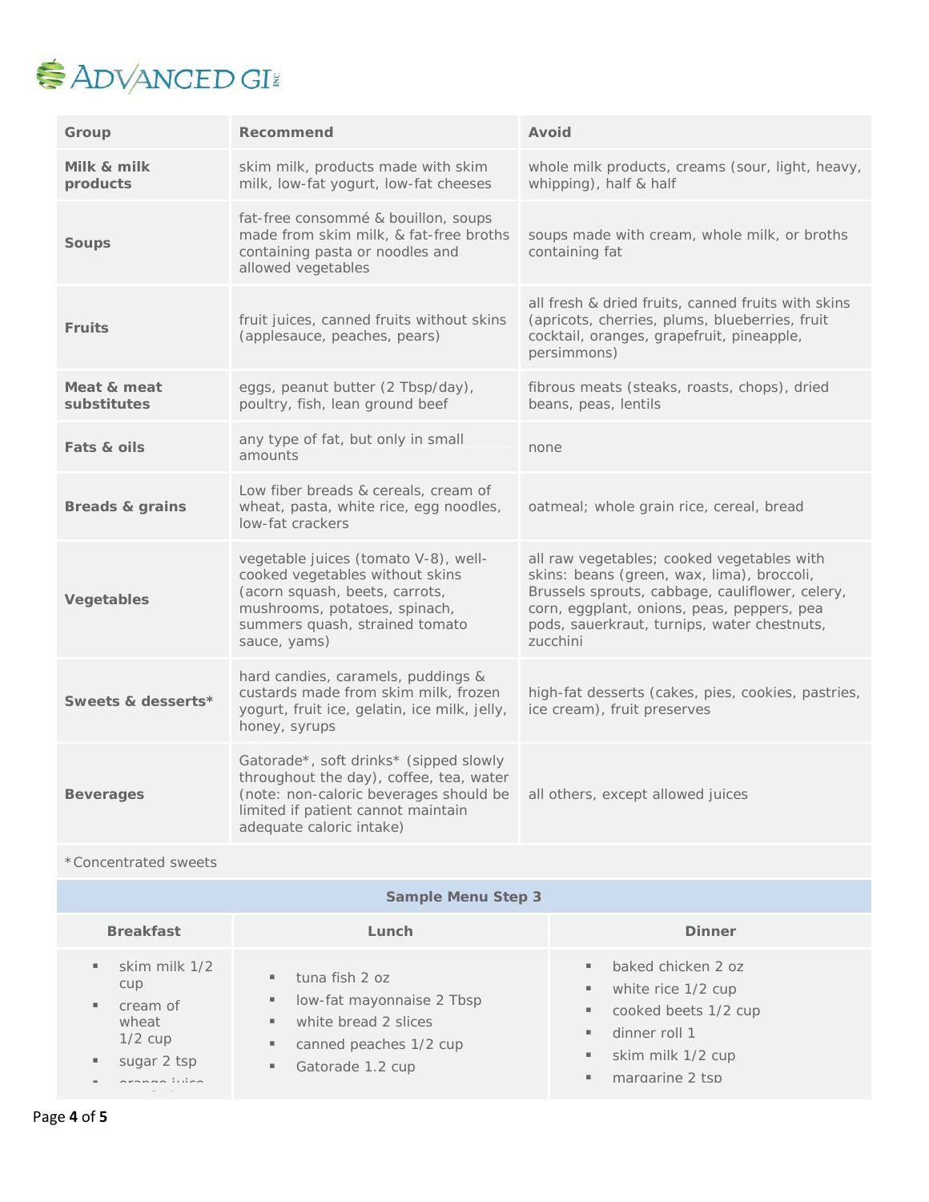ADVANCED GI

| Group | Recommend | Avoid |
|---|---|---|
| **Milk & milk products** | skim milk, products made with skim milk, low-fat yogurt, low-fat cheeses | whole milk products, creams (sour, light, heavy, whipping), half & half |
| **Soups** | fat-free consommé & bouillon, soups made from skim milk, & fat-free broths containing pasta or noodles and allowed vegetables | soups made with cream, whole milk, or broths containing fat |
| **Fruits** | fruit juices, canned fruits without skins (applesauce, peaches, pears) | all fresh & dried fruits, canned fruits with skins (apricots, cherries, plums, blueberries, fruit cocktail, oranges, grapefruit, pineapple, persimmons) |
| **Meat & meat substitutes** | eggs, peanut butter (2 Tbsp/day), poultry, fish, lean ground beef | fibrous meats (steaks, roasts, chops), dried beans, peas, lentils |
| **Fats & oils** | any type of fat, but only in small amounts | none |
| **Breads & grains** | Low fiber breads & cereals, cream of wheat, pasta, white rice, egg noodles, low-fat crackers | oatmeal; whole grain rice, cereal, bread |
| **Vegetables** | vegetable juices (tomato V-8), well-cooked vegetables without skins (acorn squash, beets, carrots, mushrooms, potatoes, spinach, summers quash, strained tomato sauce, yams) | all raw vegetables; cooked vegetables with skins: beans (green, wax, lima), broccoli, Brussels sprouts, cabbage, cauliflower, celery, corn, eggplant, onions, peas, peppers, pea pods, sauerkraut, turnips, water chestnuts, zucchini |
| **Sweets & desserts*** | hard candies, caramels, puddings & custards made from skim milk, frozen yogurt, fruit ice, gelatin, ice milk, jelly, honey, syrups | high-fat desserts (cakes, pies, cookies, pastries, ice cream), fruit preserves |
| **Beverages** | Gatorade*, soft drinks* (sipped slowly throughout the day), coffee, tea, water (note: non-caloric beverages should be limited if patient cannot maintain adequate caloric intake) | all others, except allowed juices |

*Concentrated sweets

**Sample Menu Step 3**

| Breakfast | Lunch | Dinner |
|---|---|---|
| ▪ skim milk 1/2 cup<br>▪ cream of wheat 1/2 cup<br>▪ sugar 2 tsp<br>▪ orange juice | ▪ tuna fish 2 oz<br>▪ low-fat mayonnaise 2 Tbsp<br>▪ white bread 2 slices<br>▪ canned peaches 1/2 cup<br>▪ Gatorade 1.2 cup | ▪ baked chicken 2 oz<br>▪ white rice 1/2 cup<br>▪ cooked beets 1/2 cup<br>▪ dinner roll 1<br>▪ skim milk 1/2 cup<br>▪ margarine 2 tsp |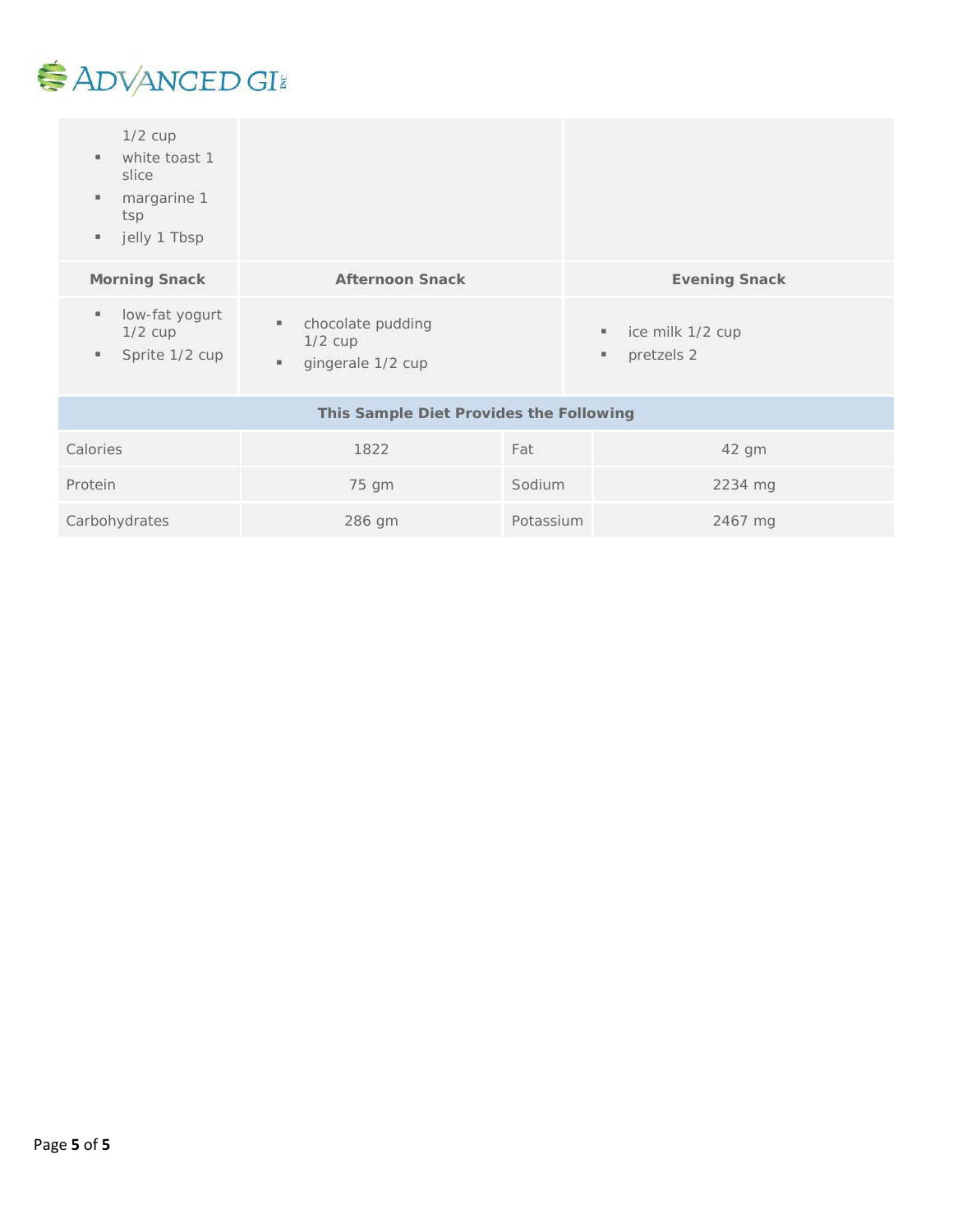| | | |
|---|---|---|
| 1/2 cup<br>▪ white toast 1 slice<br>▪ margarine 1 tsp<br>▪ jelly 1 Tbsp | | |
| **Morning Snack** | **Afternoon Snack** | **Evening Snack** |
| ▪ low-fat yogurt 1/2 cup<br>▪ Sprite 1/2 cup | ▪ chocolate pudding 1/2 cup<br>▪ gingerale 1/2 cup | ▪ ice milk 1/2 cup<br>▪ pretzels 2 |

| **This Sample Diet Provides the Following** | | | |
|---|---|---|---|
| Calories | 1822 | Fat | 42 gm |
| Protein | 75 gm | Sodium | 2234 mg |
| Carbohydrates | 286 gm | Potassium | 2467 mg |